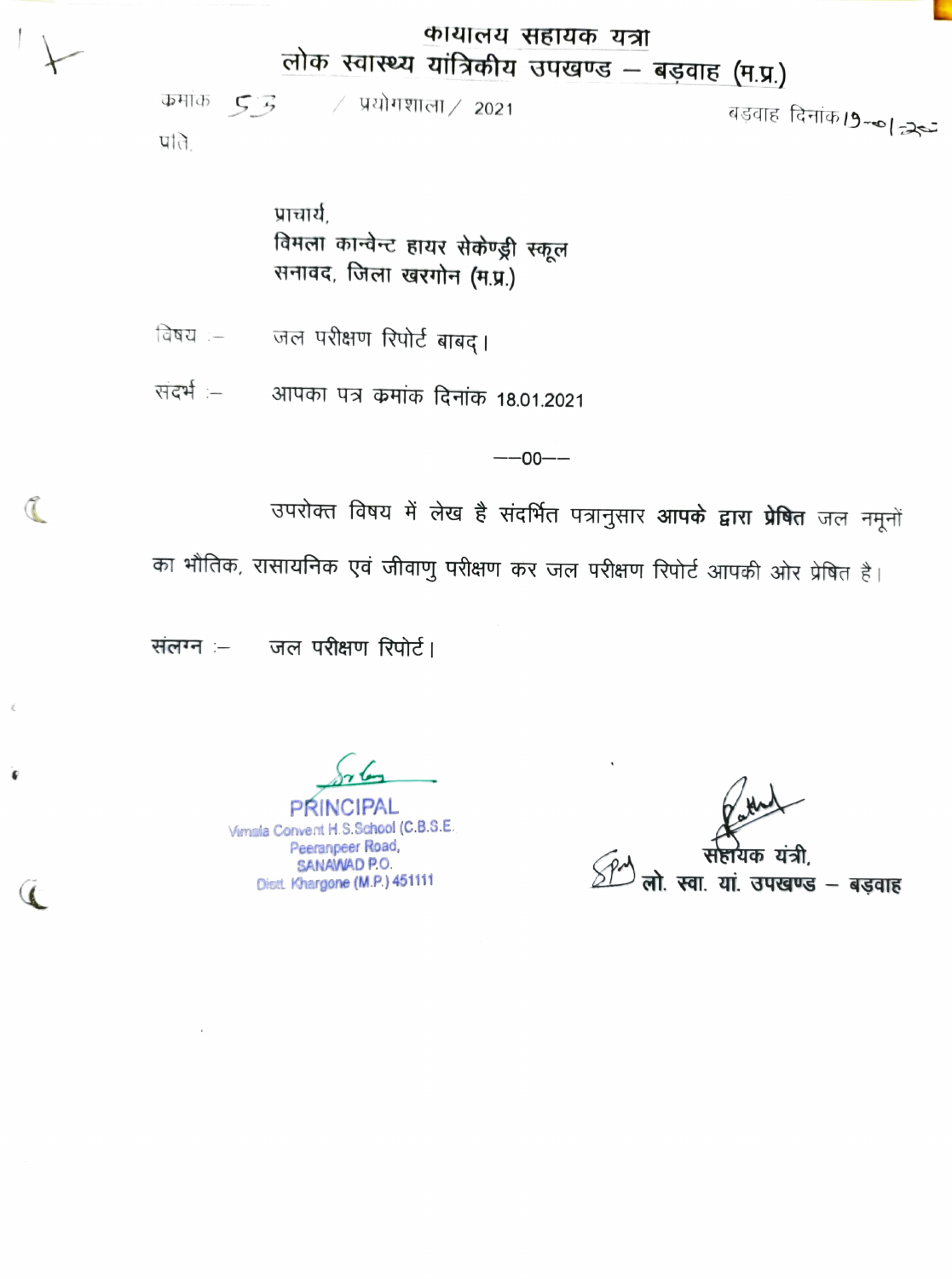# कार्यालय सहायक यंत्री
## लोक स्वास्थ्य यांत्रिकीय उपखण्ड – बड़वाह (म.प्र.)

क्रमांक 53 / प्रयोगशाला / 2021 बड़वाह दिनांक 19-01-21

प्रति,

प्राचार्य,
विमला कान्वेन्ट हायर सेकेण्ड्री स्कूल
सनावद, जिला खरगोन (म.प्र.)

विषय :– जल परीक्षण रिपोर्ट बाबद्।

संदर्भ :– आपका पत्र कमांक दिनांक 18.01.2021

––00––

उपरोक्त विषय में लेख है संदर्भित पत्रानुसार **आपके द्वारा प्रेषित** जल नमूनों का भौतिक, रासायनिक एवं जीवाणु परीक्षण कर जल परीक्षण रिपोर्ट आपकी ओर प्रेषित है।

संलग्न :– जल परीक्षण रिपोर्ट।

PRINCIPAL
Vimala Convent H.S.School (C.B.S.E.
Peeranpeer Road,
SANAWAD P.O.
Distt. Khargone (M.P.) 451111

सहायक यंत्री,
लो. स्वा. यां. उपखण्ड – बड़वाह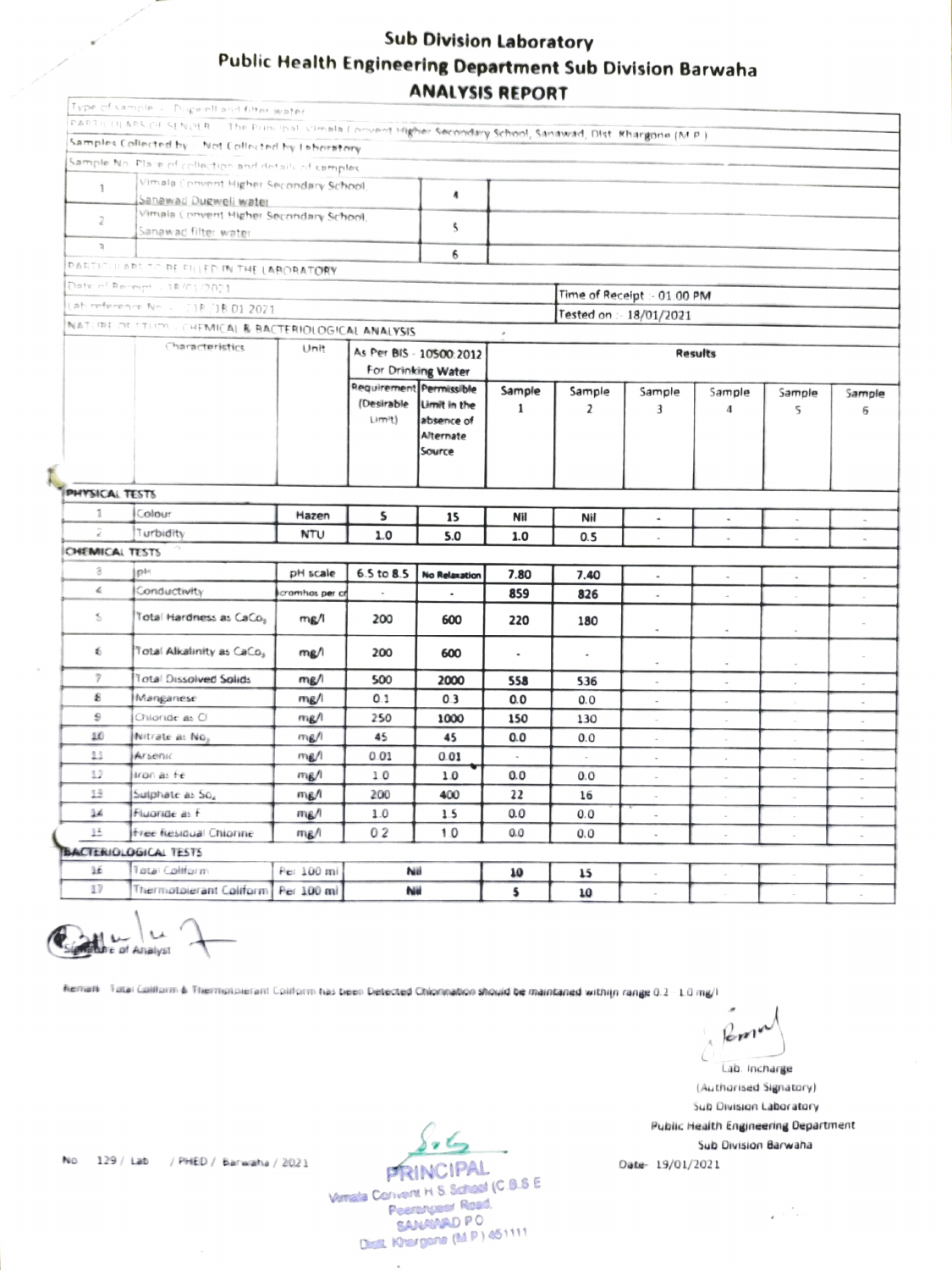# Sub Division Laboratory

## Public Health Engineering Department Sub Division Barwaha

### ANALYSIS REPORT

| | | | |
|---|---|---|---|
| Type of sample :- Dugwell and filter water | | | |
| PARTICULARS OF SENDER :- The Principal Vimala Convent Higher Secondary School, Sanawad, Dist. Khargone (M.P.) | | | |
| Samples Collected by :- Not Collected by Laboratory | | | |
| Sample No. Place of collection and details of samples | | | |
| 1 | Vimala Convent Higher Secondary School, Sanawad Dugwell water | 4 | |
| 2 | Vimala Convent Higher Secondary School, Sanawad filter water | 5 | |
| 3 | | 6 | |

PARTICULARS TO BE FILLED IN THE LABORATORY

| | |
|---|---|
| Date of Receipt :- 18/01/2021 | Time of Receipt :- 01:00 PM |
| Lab reference No. :- 21P/18.01.2021 | Tested on :- 18/01/2021 |

NATURE OF STUDY :- CHEMICAL & BACTERIOLOGICAL ANALYSIS

| | Characteristics | Unit | As Per BIS - 10500:2012 For Drinking Water | | Results | | | | | |
|---|---|---|---|---|---|---|---|---|---|---|
| | | | Requirement (Desirable Limit) | Permissible Limit in the absence of Alternate Source | Sample 1 | Sample 2 | Sample 3 | Sample 4 | Sample 5 | Sample 6 |
| **PHYSICAL TESTS** | | | | | | | | | | |
| 1 | Colour | Hazen | 5 | 15 | Nil | Nil | - | - | - | - |
| 2 | Turbidity | NTU | 1.0 | 5.0 | 1.0 | 0.5 | - | - | - | - |
| **CHEMICAL TESTS** | | | | | | | | | | |
| 3 | pH | pH scale | 6.5 to 8.5 | No Relaxation | 7.80 | 7.40 | - | - | - | - |
| 4 | Conductivity | micromhos per cm | - | - | 859 | 826 | - | - | - | - |
| 5 | Total Hardness as $CaCO_3$ | mg/l | 200 | 600 | 220 | 180 | - | - | - | - |
| 6 | Total Alkalinity as $CaCO_3$ | mg/l | 200 | 600 | - | - | - | - | - | - |
| 7 | Total Dissolved Solids | mg/l | 500 | 2000 | 558 | 536 | - | - | - | - |
| 8 | Manganese | mg/l | 0.1 | 0.3 | 0.0 | 0.0 | - | - | - | - |
| 9 | Chloride as Cl | mg/l | 250 | 1000 | 150 | 130 | - | - | - | - |
| 10 | Nitrate as $NO_3$ | mg/l | 45 | 45 | 0.0 | 0.0 | - | - | - | - |
| 11 | Arsenic | mg/l | 0.01 | 0.01 | - | - | - | - | - | - |
| 12 | Iron as Fe | mg/l | 1.0 | 1.0 | 0.0 | 0.0 | - | - | - | - |
| 13 | Sulphate as $SO_4$ | mg/l | 200 | 400 | 22 | 16 | - | - | - | - |
| 14 | Fluoride as F | mg/l | 1.0 | 1.5 | 0.0 | 0.0 | - | - | - | - |
| 15 | Free Residual Chlorine | mg/l | 0.2 | 1.0 | 0.0 | 0.0 | - | - | - | - |
| **BACTERIOLOGICAL TESTS** | | | | | | | | | | |
| 16 | Total Coliform | Per 100 ml | Nil | | 10 | 15 | - | - | - | - |
| 17 | Thermotolerant Coliform | Per 100 ml | Nil | | 5 | 10 | - | - | - | - |

Signature of Analyst

Remark: Total Coliform & Thermotolerant Coliform has been Detected Chlorination should be maintaned within range 0.2 - 1.0 mg/l

Lab. Incharge
(Authorised Signatory)
Sub Division Laboratory
Public Health Engineering Department
Sub Division Barwaha

No. 129 / Lab / PHED / Barwaha / 2021

Date- 19/01/2021

PRINCIPAL
Vimala Convent H.S. School (C.B.S.E.)
Peerdungar Road
SANAWAD P.O.
Distt. Khargone (M.P.) 451111